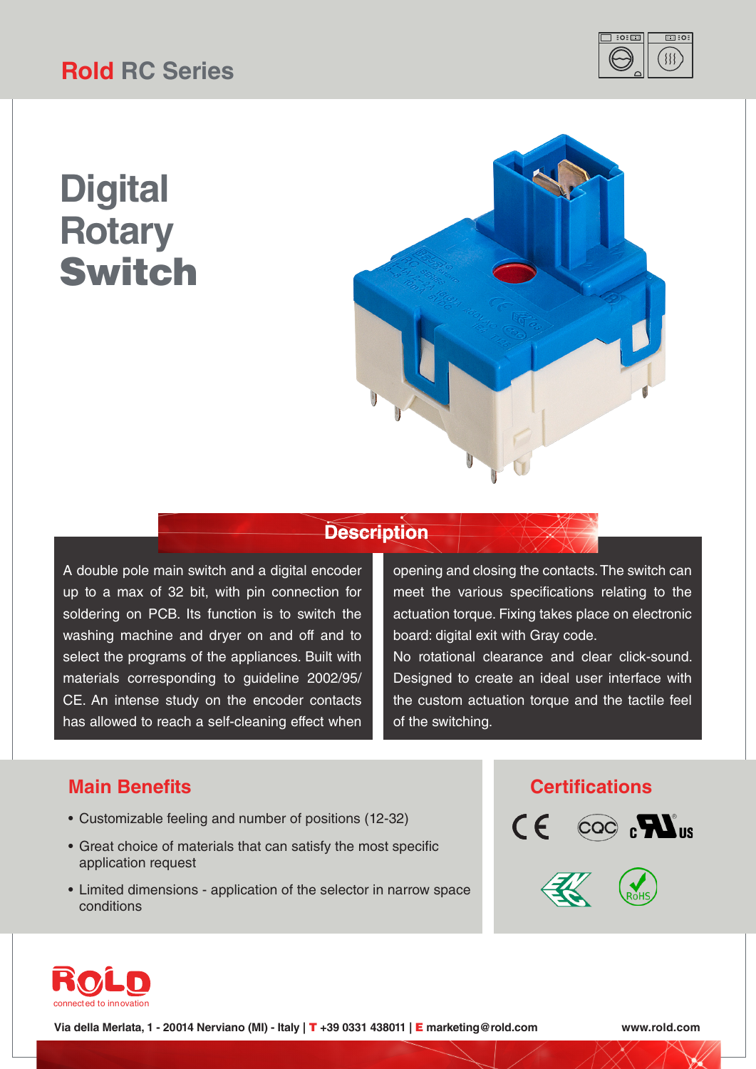# Rold RC Series

# Digital Rotary Switch

## Description

A double pole main switch and a digital encoder up to a max of 32 bit, with pin connection for soldering on PCB. Its function is to switch the washing machine and dryer on and off and to select the programs of the appliances. Built with materials corresponding to guideline 2002/95/CE. An intense study on the encoder contacts has allowed to reach a self-cleaning effect when opening and closing the contacts. The switch can meet the various specifications relating to the actuation torque. Fixing takes place on electronic board: digital exit with Gray code.
No rotational clearance and clear click-sound. Designed to create an ideal user interface with the custom actuation torque and the tactile feel of the switching.

## Main Benefits

- Customizable feeling and number of positions (12-32)
- Great choice of materials that can satisfy the most specific application request
- Limited dimensions - application of the selector in narrow space conditions

## Certifications

CE, CQC, cULus, EAC, RoHS

ROLD connected to innovation

Via della Merlata, 1 - 20014 Nerviano (MI) - Italy | T +39 0331 438011 | E marketing@rold.com

www.rold.com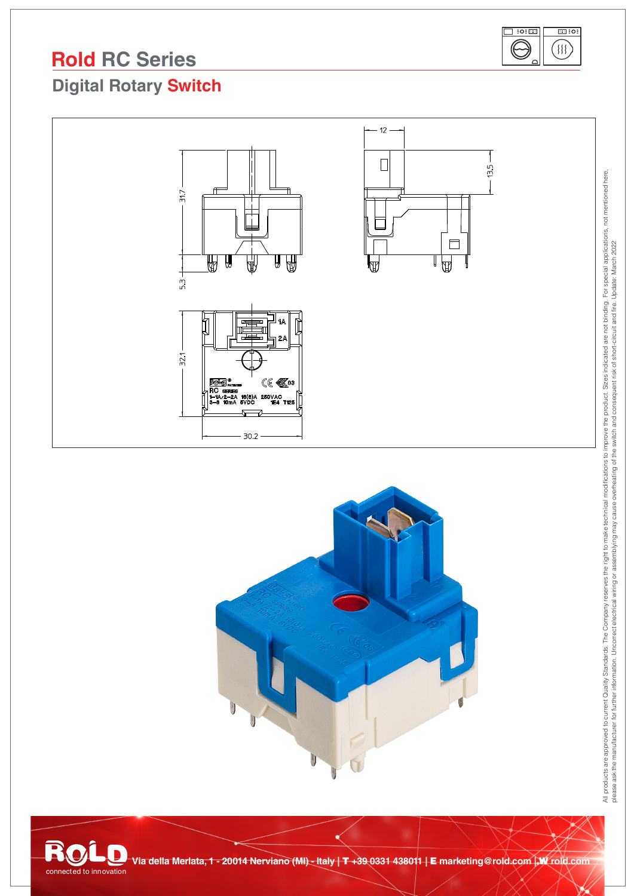# Rold RC Series

## Digital Rotary Switch

12

13,5

31,7

5,3

32,1

30,2

1A

2A

RC SERIES
1–1A/2–2A 16(6)A 250VAC
3–8 10mA 5VDC
1E4 T125

All products are approved to current Quality Standards. The Company reserves the right to make technical modifications to improve the product. Sizes indicated are not binding. For special applications, not mentioned here, please ask the manufacturer for further information. Uncorrect electrical wiring or assemblying may cause overheating of the switch and consequent risk of short-circuit and fire. Update: March 2022

ROLD connected to innovation

Via della Merlata, 1 - 20014 Nerviano (MI) - Italy | T +39 0331 438011 | E marketing@rold.com | W rold.com